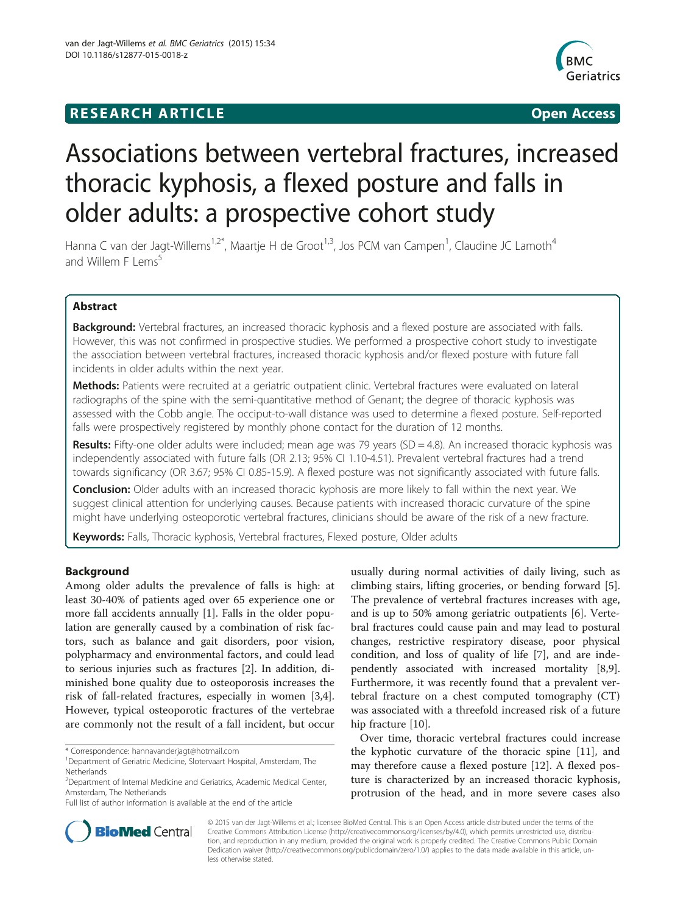**RESEARCH ARTICLE** **Open Access**

# Associations between vertebral fractures, increased thoracic kyphosis, a flexed posture and falls in older adults: a prospective cohort study

Hanna C van der Jagt-Willems[1,2*], Maartje H de Groot[1,3], Jos PCM van Campen[1], Claudine JC Lamoth[4] and Willem F Lems[5]

## Abstract

**Background:** Vertebral fractures, an increased thoracic kyphosis and a flexed posture are associated with falls. However, this was not confirmed in prospective studies. We performed a prospective cohort study to investigate the association between vertebral fractures, increased thoracic kyphosis and/or flexed posture with future fall incidents in older adults within the next year.

**Methods:** Patients were recruited at a geriatric outpatient clinic. Vertebral fractures were evaluated on lateral radiographs of the spine with the semi-quantitative method of Genant; the degree of thoracic kyphosis was assessed with the Cobb angle. The occiput-to-wall distance was used to determine a flexed posture. Self-reported falls were prospectively registered by monthly phone contact for the duration of 12 months.

**Results:** Fifty-one older adults were included; mean age was 79 years (SD = 4.8). An increased thoracic kyphosis was independently associated with future falls (OR 2.13; 95% CI 1.10-4.51). Prevalent vertebral fractures had a trend towards significancy (OR 3.67; 95% CI 0.85-15.9). A flexed posture was not significantly associated with future falls.

**Conclusion:** Older adults with an increased thoracic kyphosis are more likely to fall within the next year. We suggest clinical attention for underlying causes. Because patients with increased thoracic curvature of the spine might have underlying osteoporotic vertebral fractures, clinicians should be aware of the risk of a new fracture.

**Keywords:** Falls, Thoracic kyphosis, Vertebral fractures, Flexed posture, Older adults

## Background

Among older adults the prevalence of falls is high: at least 30-40% of patients aged over 65 experience one or more fall accidents annually [1]. Falls in the older population are generally caused by a combination of risk factors, such as balance and gait disorders, poor vision, polypharmacy and environmental factors, and could lead to serious injuries such as fractures [2]. In addition, diminished bone quality due to osteoporosis increases the risk of fall-related fractures, especially in women [3,4]. However, typical osteoporotic fractures of the vertebrae are commonly not the result of a fall incident, but occur usually during normal activities of daily living, such as climbing stairs, lifting groceries, or bending forward [5]. The prevalence of vertebral fractures increases with age, and is up to 50% among geriatric outpatients [6]. Vertebral fractures could cause pain and may lead to postural changes, restrictive respiratory disease, poor physical condition, and loss of quality of life [7], and are independently associated with increased mortality [8,9]. Furthermore, it was recently found that a prevalent vertebral fracture on a chest computed tomography (CT) was associated with a threefold increased risk of a future hip fracture [10].

Over time, thoracic vertebral fractures could increase the kyphotic curvature of the thoracic spine [11], and may therefore cause a flexed posture [12]. A flexed posture is characterized by an increased thoracic kyphosis, protrusion of the head, and in more severe cases also

\* Correspondence: hannavanderjagt@hotmail.com
[1]Department of Geriatric Medicine, Slotervaart Hospital, Amsterdam, The Netherlands
[2]Department of Internal Medicine and Geriatrics, Academic Medical Center, Amsterdam, The Netherlands
Full list of author information is available at the end of the article

© 2015 van der Jagt-Willems et al.; licensee BioMed Central. This is an Open Access article distributed under the terms of the Creative Commons Attribution License (http://creativecommons.org/licenses/by/4.0), which permits unrestricted use, distribution, and reproduction in any medium, provided the original work is properly credited. The Creative Commons Public Domain Dedication waiver (http://creativecommons.org/publicdomain/zero/1.0/) applies to the data made available in this article, unless otherwise stated.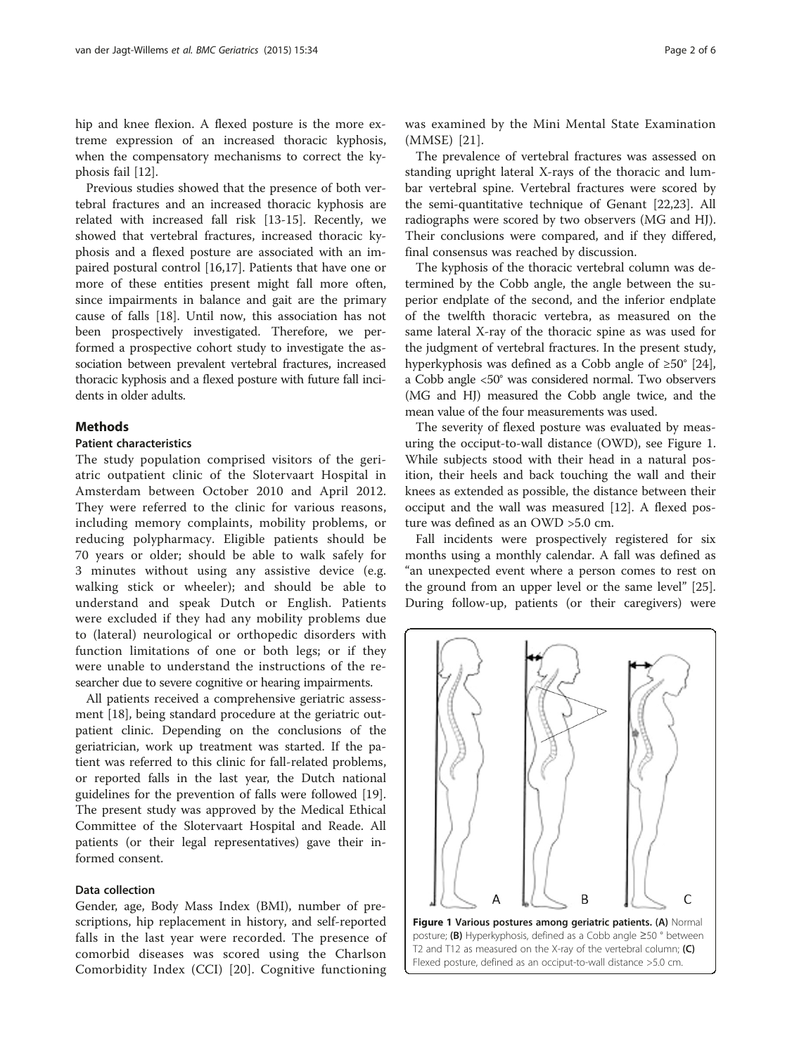hip and knee flexion. A flexed posture is the more extreme expression of an increased thoracic kyphosis, when the compensatory mechanisms to correct the kyphosis fail [12].

Previous studies showed that the presence of both vertebral fractures and an increased thoracic kyphosis are related with increased fall risk [13-15]. Recently, we showed that vertebral fractures, increased thoracic kyphosis and a flexed posture are associated with an impaired postural control [16,17]. Patients that have one or more of these entities present might fall more often, since impairments in balance and gait are the primary cause of falls [18]. Until now, this association has not been prospectively investigated. Therefore, we performed a prospective cohort study to investigate the association between prevalent vertebral fractures, increased thoracic kyphosis and a flexed posture with future fall incidents in older adults.

## Methods

### Patient characteristics

The study population comprised visitors of the geriatric outpatient clinic of the Slotervaart Hospital in Amsterdam between October 2010 and April 2012. They were referred to the clinic for various reasons, including memory complaints, mobility problems, or reducing polypharmacy. Eligible patients should be 70 years or older; should be able to walk safely for 3 minutes without using any assistive device (e.g. walking stick or wheeler); and should be able to understand and speak Dutch or English. Patients were excluded if they had any mobility problems due to (lateral) neurological or orthopedic disorders with function limitations of one or both legs; or if they were unable to understand the instructions of the researcher due to severe cognitive or hearing impairments.

All patients received a comprehensive geriatric assessment [18], being standard procedure at the geriatric outpatient clinic. Depending on the conclusions of the geriatrician, work up treatment was started. If the patient was referred to this clinic for fall-related problems, or reported falls in the last year, the Dutch national guidelines for the prevention of falls were followed [19]. The present study was approved by the Medical Ethical Committee of the Slotervaart Hospital and Reade. All patients (or their legal representatives) gave their informed consent.

### Data collection

Gender, age, Body Mass Index (BMI), number of prescriptions, hip replacement in history, and self-reported falls in the last year were recorded. The presence of comorbid diseases was scored using the Charlson Comorbidity Index (CCI) [20]. Cognitive functioning was examined by the Mini Mental State Examination (MMSE) [21].

The prevalence of vertebral fractures was assessed on standing upright lateral X-rays of the thoracic and lumbar vertebral spine. Vertebral fractures were scored by the semi-quantitative technique of Genant [22,23]. All radiographs were scored by two observers (MG and HJ). Their conclusions were compared, and if they differed, final consensus was reached by discussion.

The kyphosis of the thoracic vertebral column was determined by the Cobb angle, the angle between the superior endplate of the second, and the inferior endplate of the twelfth thoracic vertebra, as measured on the same lateral X-ray of the thoracic spine as was used for the judgment of vertebral fractures. In the present study, hyperkyphosis was defined as a Cobb angle of ≥50° [24], a Cobb angle <50° was considered normal. Two observers (MG and HJ) measured the Cobb angle twice, and the mean value of the four measurements was used.

The severity of flexed posture was evaluated by measuring the occiput-to-wall distance (OWD), see Figure 1. While subjects stood with their head in a natural position, their heels and back touching the wall and their knees as extended as possible, the distance between their occiput and the wall was measured [12]. A flexed posture was defined as an OWD >5.0 cm.

Fall incidents were prospectively registered for six months using a monthly calendar. A fall was defined as "an unexpected event where a person comes to rest on the ground from an upper level or the same level" [25]. During follow-up, patients (or their caregivers) were

**Figure 1 Various postures among geriatric patients. (A)** Normal posture; **(B)** Hyperkyphosis, defined as a Cobb angle ≥50 ° between T2 and T12 as measured on the X-ray of the vertebral column; **(C)** Flexed posture, defined as an occiput-to-wall distance >5.0 cm.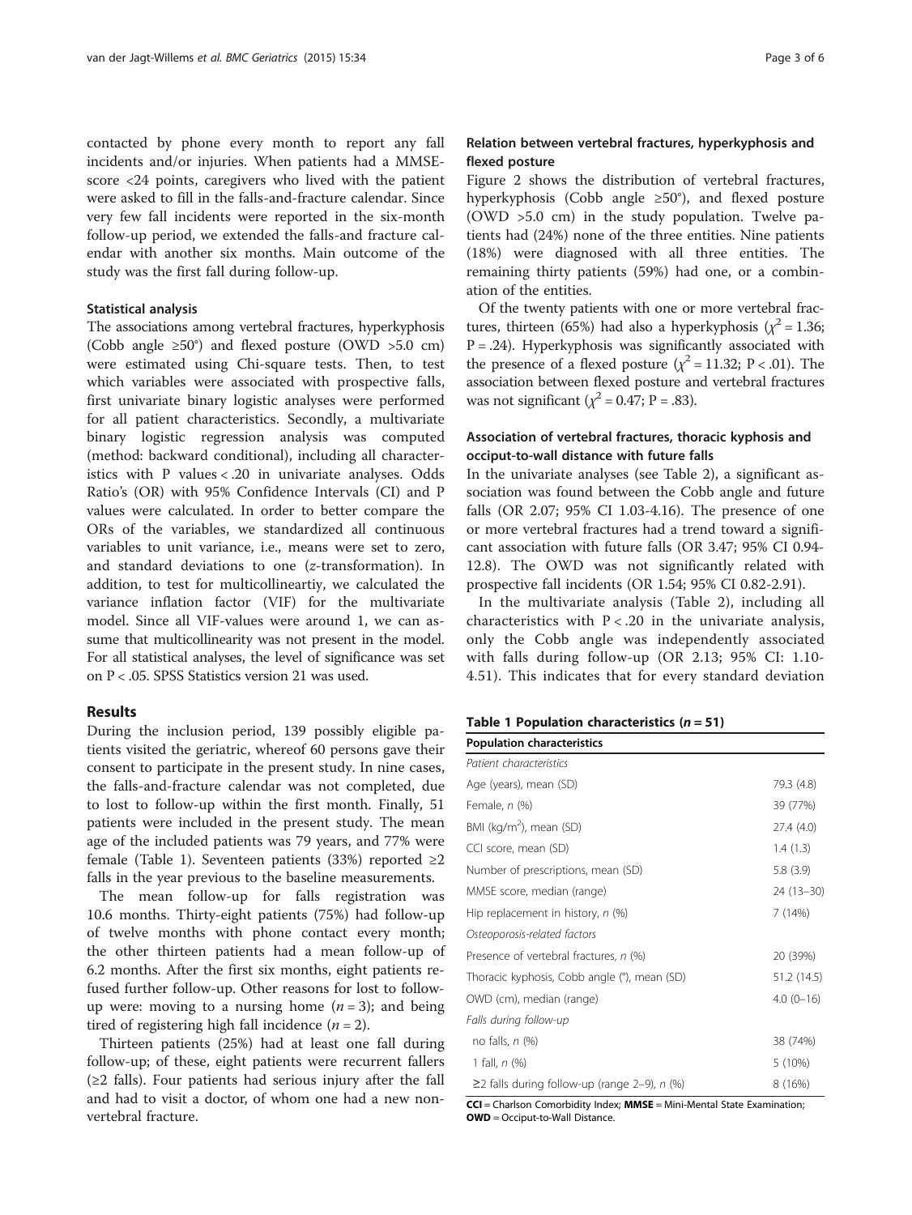contacted by phone every month to report any fall incidents and/or injuries. When patients had a MMSE-score <24 points, caregivers who lived with the patient were asked to fill in the falls-and-fracture calendar. Since very few fall incidents were reported in the six-month follow-up period, we extended the falls-and fracture calendar with another six months. Main outcome of the study was the first fall during follow-up.

### Statistical analysis

The associations among vertebral fractures, hyperkyphosis (Cobb angle ≥50°) and flexed posture (OWD >5.0 cm) were estimated using Chi-square tests. Then, to test which variables were associated with prospective falls, first univariate binary logistic analyses were performed for all patient characteristics. Secondly, a multivariate binary logistic regression analysis was computed (method: backward conditional), including all characteristics with P values < .20 in univariate analyses. Odds Ratio's (OR) with 95% Confidence Intervals (CI) and P values were calculated. In order to better compare the ORs of the variables, we standardized all continuous variables to unit variance, i.e., means were set to zero, and standard deviations to one (*z*-transformation). In addition, to test for multicollineartiy, we calculated the variance inflation factor (VIF) for the multivariate model. Since all VIF-values were around 1, we can assume that multicollinearity was not present in the model. For all statistical analyses, the level of significance was set on P < .05. SPSS Statistics version 21 was used.

## Results

During the inclusion period, 139 possibly eligible patients visited the geriatric, whereof 60 persons gave their consent to participate in the present study. In nine cases, the falls-and-fracture calendar was not completed, due to lost to follow-up within the first month. Finally, 51 patients were included in the present study. The mean age of the included patients was 79 years, and 77% were female (Table 1). Seventeen patients (33%) reported ≥2 falls in the year previous to the baseline measurements.

The mean follow-up for falls registration was 10.6 months. Thirty-eight patients (75%) had follow-up of twelve months with phone contact every month; the other thirteen patients had a mean follow-up of 6.2 months. After the first six months, eight patients refused further follow-up. Other reasons for lost to follow-up were: moving to a nursing home (*n* = 3); and being tired of registering high fall incidence (*n* = 2).

Thirteen patients (25%) had at least one fall during follow-up; of these, eight patients were recurrent fallers (≥2 falls). Four patients had serious injury after the fall and had to visit a doctor, of whom one had a new non-vertebral fracture.

### Relation between vertebral fractures, hyperkyphosis and flexed posture

Figure 2 shows the distribution of vertebral fractures, hyperkyphosis (Cobb angle ≥50°), and flexed posture (OWD >5.0 cm) in the study population. Twelve patients had (24%) none of the three entities. Nine patients (18%) were diagnosed with all three entities. The remaining thirty patients (59%) had one, or a combination of the entities.

Of the twenty patients with one or more vertebral fractures, thirteen (65%) had also a hyperkyphosis ($\chi^2$ = 1.36; P = .24). Hyperkyphosis was significantly associated with the presence of a flexed posture ($\chi^2$ = 11.32; P < .01). The association between flexed posture and vertebral fractures was not significant ($\chi^2$ = 0.47; P = .83).

### Association of vertebral fractures, thoracic kyphosis and occiput-to-wall distance with future falls

In the univariate analyses (see Table 2), a significant association was found between the Cobb angle and future falls (OR 2.07; 95% CI 1.03-4.16). The presence of one or more vertebral fractures had a trend toward a significant association with future falls (OR 3.47; 95% CI 0.94-12.8). The OWD was not significantly related with prospective fall incidents (OR 1.54; 95% CI 0.82-2.91).

In the multivariate analysis (Table 2), including all characteristics with P < .20 in the univariate analysis, only the Cobb angle was independently associated with falls during follow-up (OR 2.13; 95% CI: 1.10-4.51). This indicates that for every standard deviation

**Table 1 Population characteristics (*n* = 51)**

| Population characteristics | |
|---|---|
| *Patient characteristics* | |
| Age (years), mean (SD) | 79.3 (4.8) |
| Female, *n* (%) | 39 (77%) |
| BMI (kg/m$^2$), mean (SD) | 27.4 (4.0) |
| CCI score, mean (SD) | 1.4 (1.3) |
| Number of prescriptions, mean (SD) | 5.8 (3.9) |
| MMSE score, median (range) | 24 (13–30) |
| Hip replacement in history, *n* (%) | 7 (14%) |
| *Osteoporosis-related factors* | |
| Presence of vertebral fractures, *n* (%) | 20 (39%) |
| Thoracic kyphosis, Cobb angle (°), mean (SD) | 51.2 (14.5) |
| OWD (cm), median (range) | 4.0 (0–16) |
| *Falls during follow-up* | |
| no falls, *n* (%) | 38 (74%) |
| 1 fall, *n* (%) | 5 (10%) |
| ≥2 falls during follow-up (range 2–9), *n* (%) | 8 (16%) |

**CCI** = Charlson Comorbidity Index; **MMSE** = Mini-Mental State Examination; **OWD** = Occiput-to-Wall Distance.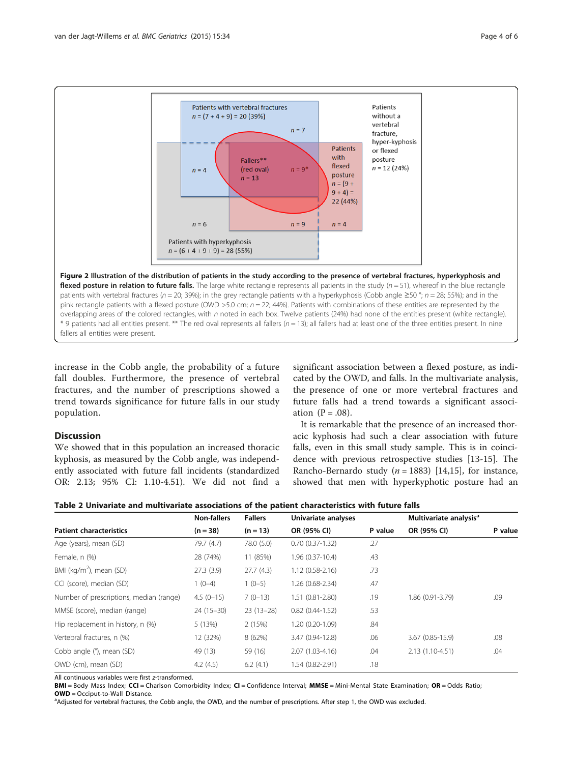**Figure 2 Illustration of the distribution of patients in the study according to the presence of vertebral fractures, hyperkyphosis and flexed posture in relation to future falls.** The large white rectangle represents all patients in the study (*n* = 51), whereof in the blue rectangle patients with vertebral fractures (*n* = 20; 39%); in the grey rectangle patients with a hyperkyphosis (Cobb angle ≥50 °; *n* = 28; 55%); and in the pink rectangle patients with a flexed posture (OWD >5.0 cm; *n* = 22; 44%). Patients with combinations of these entities are represented by the overlapping areas of the colored rectangles, with *n* noted in each box. Twelve patients (24%) had none of the entities present (white rectangle). * 9 patients had all entities present. ** The red oval represents all fallers (*n* = 13); all fallers had at least one of the three entities present. In nine fallers all entities were present.

increase in the Cobb angle, the probability of a future fall doubles. Furthermore, the presence of vertebral fractures, and the number of prescriptions showed a trend towards significance for future falls in our study population.

## Discussion

We showed that in this population an increased thoracic kyphosis, as measured by the Cobb angle, was independently associated with future fall incidents (standardized OR: 2.13; 95% CI: 1.10-4.51). We did not find a significant association between a flexed posture, as indicated by the OWD, and falls. In the multivariate analysis, the presence of one or more vertebral fractures and future falls had a trend towards a significant association (P = .08).

It is remarkable that the presence of an increased thoracic kyphosis had such a clear association with future falls, even in this small study sample. This is in coincidence with previous retrospective studies [13-15]. The Rancho-Bernardo study (*n* = 1883) [14,15], for instance, showed that men with hyperkyphotic posture had an

**Table 2 Univariate and multivariate associations of the patient characteristics with future falls**

| | Non-fallers | Fallers | Univariate analyses | | Multivariate analysis[a] | |
|---|---|---|---|---|---|---|
| Patient characteristics | (n = 38) | (n = 13) | OR (95% CI) | P value | OR (95% CI) | P value |
| Age (years), mean (SD) | 79.7 (4.7) | 78.0 (5.0) | 0.70 (0.37-1.32) | .27 | | |
| Female, n (%) | 28 (74%) | 11 (85%) | 1.96 (0.37-10.4) | .43 | | |
| BMI (kg/m$^2$), mean (SD) | 27.3 (3.9) | 27.7 (4.3) | 1.12 (0.58-2.16) | .73 | | |
| CCI (score), median (SD) | 1 (0–4) | 1 (0–5) | 1.26 (0.68-2.34) | .47 | | |
| Number of prescriptions, median (range) | 4.5 (0–15) | 7 (0–13) | 1.51 (0.81-2.80) | .19 | 1.86 (0.91-3.79) | .09 |
| MMSE (score), median (range) | 24 (15–30) | 23 (13–28) | 0.82 (0.44-1.52) | .53 | | |
| Hip replacement in history, n (%) | 5 (13%) | 2 (15%) | 1.20 (0.20-1.09) | .84 | | |
| Vertebral fractures, n (%) | 12 (32%) | 8 (62%) | 3.47 (0.94-12.8) | .06 | 3.67 (0.85-15.9) | .08 |
| Cobb angle (°), mean (SD) | 49 (13) | 59 (16) | 2.07 (1.03-4.16) | .04 | 2.13 (1.10-4.51) | .04 |
| OWD (cm), mean (SD) | 4.2 (4.5) | 6.2 (4.1) | 1.54 (0.82-2.91) | .18 | | |

All continuous variables were first *z*-transformed.
**BMI** = Body Mass Index; **CCI** = Charlson Comorbidity Index; **CI** = Confidence Interval; **MMSE** = Mini-Mental State Examination; **OR** = Odds Ratio; **OWD** = Occiput-to-Wall Distance.
[a]Adjusted for vertebral fractures, the Cobb angle, the OWD, and the number of prescriptions. After step 1, the OWD was excluded.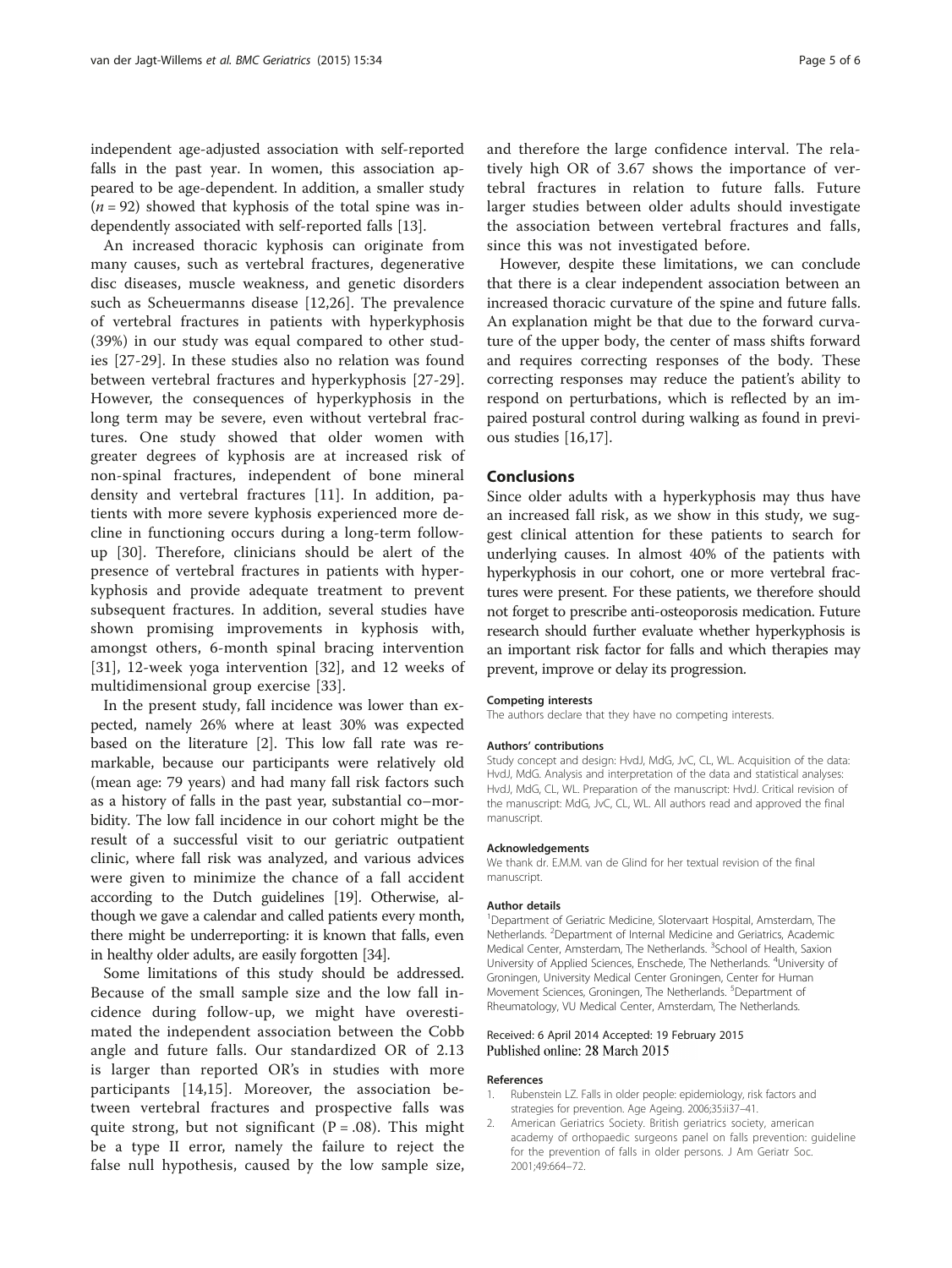independent age-adjusted association with self-reported falls in the past year. In women, this association appeared to be age-dependent. In addition, a smaller study ($n = 92$) showed that kyphosis of the total spine was independently associated with self-reported falls [13].

An increased thoracic kyphosis can originate from many causes, such as vertebral fractures, degenerative disc diseases, muscle weakness, and genetic disorders such as Scheuermanns disease [12,26]. The prevalence of vertebral fractures in patients with hyperkyphosis (39%) in our study was equal compared to other studies [27-29]. In these studies also no relation was found between vertebral fractures and hyperkyphosis [27-29]. However, the consequences of hyperkyphosis in the long term may be severe, even without vertebral fractures. One study showed that older women with greater degrees of kyphosis are at increased risk of non-spinal fractures, independent of bone mineral density and vertebral fractures [11]. In addition, patients with more severe kyphosis experienced more decline in functioning occurs during a long-term follow-up [30]. Therefore, clinicians should be alert of the presence of vertebral fractures in patients with hyperkyphosis and provide adequate treatment to prevent subsequent fractures. In addition, several studies have shown promising improvements in kyphosis with, amongst others, 6-month spinal bracing intervention [31], 12-week yoga intervention [32], and 12 weeks of multidimensional group exercise [33].

In the present study, fall incidence was lower than expected, namely 26% where at least 30% was expected based on the literature [2]. This low fall rate was remarkable, because our participants were relatively old (mean age: 79 years) and had many fall risk factors such as a history of falls in the past year, substantial co−morbidity. The low fall incidence in our cohort might be the result of a successful visit to our geriatric outpatient clinic, where fall risk was analyzed, and various advices were given to minimize the chance of a fall accident according to the Dutch guidelines [19]. Otherwise, although we gave a calendar and called patients every month, there might be underreporting: it is known that falls, even in healthy older adults, are easily forgotten [34].

Some limitations of this study should be addressed. Because of the small sample size and the low fall incidence during follow-up, we might have overestimated the independent association between the Cobb angle and future falls. Our standardized OR of 2.13 is larger than reported OR's in studies with more participants [14,15]. Moreover, the association between vertebral fractures and prospective falls was quite strong, but not significant ($P = .08$). This might be a type II error, namely the failure to reject the false null hypothesis, caused by the low sample size, and therefore the large confidence interval. The relatively high OR of 3.67 shows the importance of vertebral fractures in relation to future falls. Future larger studies between older adults should investigate the association between vertebral fractures and falls, since this was not investigated before.

However, despite these limitations, we can conclude that there is a clear independent association between an increased thoracic curvature of the spine and future falls. An explanation might be that due to the forward curvature of the upper body, the center of mass shifts forward and requires correcting responses of the body. These correcting responses may reduce the patient's ability to respond on perturbations, which is reflected by an impaired postural control during walking as found in previous studies [16,17].

## Conclusions

Since older adults with a hyperkyphosis may thus have an increased fall risk, as we show in this study, we suggest clinical attention for these patients to search for underlying causes. In almost 40% of the patients with hyperkyphosis in our cohort, one or more vertebral fractures were present. For these patients, we therefore should not forget to prescribe anti-osteoporosis medication. Future research should further evaluate whether hyperkyphosis is an important risk factor for falls and which therapies may prevent, improve or delay its progression.

#### Competing interests

The authors declare that they have no competing interests.

#### Authors' contributions

Study concept and design: HvdJ, MdG, JvC, CL, WL. Acquisition of the data: HvdJ, MdG. Analysis and interpretation of the data and statistical analyses: HvdJ, MdG, CL, WL. Preparation of the manuscript: HvdJ. Critical revision of the manuscript: MdG, JvC, CL, WL. All authors read and approved the final manuscript.

#### Acknowledgements

We thank dr. E.M.M. van de Glind for her textual revision of the final manuscript.

#### Author details

[1]Department of Geriatric Medicine, Slotervaart Hospital, Amsterdam, The Netherlands. [2]Department of Internal Medicine and Geriatrics, Academic Medical Center, Amsterdam, The Netherlands. [3]School of Health, Saxion University of Applied Sciences, Enschede, The Netherlands. [4]University of Groningen, University Medical Center Groningen, Center for Human Movement Sciences, Groningen, The Netherlands. [5]Department of Rheumatology, VU Medical Center, Amsterdam, The Netherlands.

Received: 6 April 2014 Accepted: 19 February 2015
Published online: 28 March 2015

#### References

1. Rubenstein LZ. Falls in older people: epidemiology, risk factors and strategies for prevention. Age Ageing. 2006;35:ii37–41.
2. American Geriatrics Society. British geriatrics society, american academy of orthopaedic surgeons panel on falls prevention: guideline for the prevention of falls in older persons. J Am Geriatr Soc. 2001;49:664–72.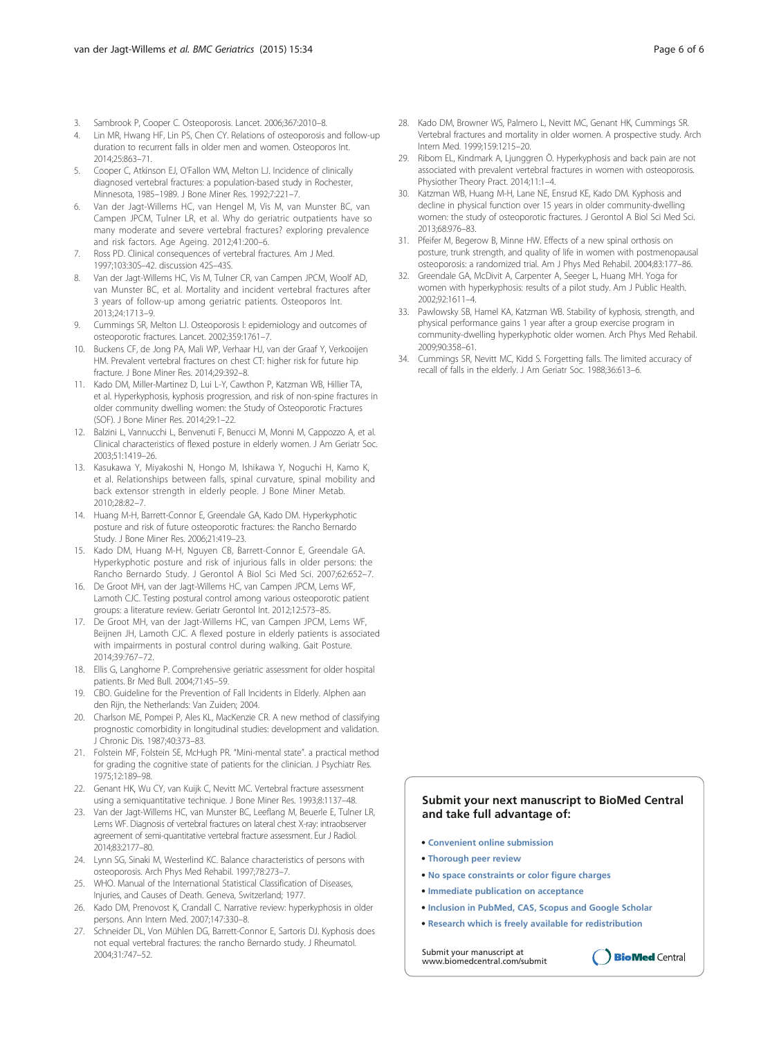3. Sambrook P, Cooper C. Osteoporosis. Lancet. 2006;367:2010–8.
4. Lin MR, Hwang HF, Lin PS, Chen CY. Relations of osteoporosis and follow-up duration to recurrent falls in older men and women. Osteoporos Int. 2014;25:863–71.
5. Cooper C, Atkinson EJ, O'Fallon WM, Melton LJ. Incidence of clinically diagnosed vertebral fractures: a population-based study in Rochester, Minnesota, 1985–1989. J Bone Miner Res. 1992;7:221–7.
6. Van der Jagt-Willems HC, van Hengel M, Vis M, van Munster BC, van Campen JPCM, Tulner LR, et al. Why do geriatric outpatients have so many moderate and severe vertebral fractures? exploring prevalence and risk factors. Age Ageing. 2012;41:200–6.
7. Ross PD. Clinical consequences of vertebral fractures. Am J Med. 1997;103:30S–42. discussion 42S–43S.
8. Van der Jagt-Willems HC, Vis M, Tulner CR, van Campen JPCM, Woolf AD, van Munster BC, et al. Mortality and incident vertebral fractures after 3 years of follow-up among geriatric patients. Osteoporos Int. 2013;24:1713–9.
9. Cummings SR, Melton LJ. Osteoporosis I: epidemiology and outcomes of osteoporotic fractures. Lancet. 2002;359:1761–7.
10. Buckens CF, de Jong PA, Mali WP, Verhaar HJ, van der Graaf Y, Verkooijen HM. Prevalent vertebral fractures on chest CT: higher risk for future hip fracture. J Bone Miner Res. 2014;29:392–8.
11. Kado DM, Miller-Martinez D, Lui L-Y, Cawthon P, Katzman WB, Hillier TA, et al. Hyperkyphosis, kyphosis progression, and risk of non-spine fractures in older community dwelling women: the Study of Osteoporotic Fractures (SOF). J Bone Miner Res. 2014;29:1–22.
12. Balzini L, Vannucchi L, Benvenuti F, Benucci M, Monni M, Cappozzo A, et al. Clinical characteristics of flexed posture in elderly women. J Am Geriatr Soc. 2003;51:1419–26.
13. Kasukawa Y, Miyakoshi N, Hongo M, Ishikawa Y, Noguchi H, Kamo K, et al. Relationships between falls, spinal curvature, spinal mobility and back extensor strength in elderly people. J Bone Miner Metab. 2010;28:82–7.
14. Huang M-H, Barrett-Connor E, Greendale GA, Kado DM. Hyperkyphotic posture and risk of future osteoporotic fractures: the Rancho Bernardo Study. J Bone Miner Res. 2006;21:419–23.
15. Kado DM, Huang M-H, Nguyen CB, Barrett-Connor E, Greendale GA. Hyperkyphotic posture and risk of injurious falls in older persons: the Rancho Bernardo Study. J Gerontol A Biol Sci Med Sci. 2007;62:652–7.
16. De Groot MH, van der Jagt-Willems HC, van Campen JPCM, Lems WF, Lamoth CJC. Testing postural control among various osteoporotic patient groups: a literature review. Geriatr Gerontol Int. 2012;12:573–85.
17. De Groot MH, van der Jagt-Willems HC, van Campen JPCM, Lems WF, Beijnen JH, Lamoth CJC. A flexed posture in elderly patients is associated with impairments in postural control during walking. Gait Posture. 2014;39:767–72.
18. Ellis G, Langhorne P. Comprehensive geriatric assessment for older hospital patients. Br Med Bull. 2004;71:45–59.
19. CBO. Guideline for the Prevention of Fall Incidents in Elderly. Alphen aan den Rijn, the Netherlands: Van Zuiden; 2004.
20. Charlson ME, Pompei P, Ales KL, MacKenzie CR. A new method of classifying prognostic comorbidity in longitudinal studies: development and validation. J Chronic Dis. 1987;40:373–83.
21. Folstein MF, Folstein SE, McHugh PR. "Mini-mental state". a practical method for grading the cognitive state of patients for the clinician. J Psychiatr Res. 1975;12:189–98.
22. Genant HK, Wu CY, van Kuijk C, Nevitt MC. Vertebral fracture assessment using a semiquantitative technique. J Bone Miner Res. 1993;8:1137–48.
23. Van der Jagt-Willems HC, van Munster BC, Leeflang M, Beuerle E, Tulner LR, Lems WF. Diagnosis of vertebral fractures on lateral chest X-ray: intraobserver agreement of semi-quantitative vertebral fracture assessment. Eur J Radiol. 2014;83:2177–80.
24. Lynn SG, Sinaki M, Westerlind KC. Balance characteristics of persons with osteoporosis. Arch Phys Med Rehabil. 1997;78:273–7.
25. WHO. Manual of the International Statistical Classification of Diseases, Injuries, and Causes of Death. Geneva, Switzerland; 1977.
26. Kado DM, Prenovost K, Crandall C. Narrative review: hyperkyphosis in older persons. Ann Intern Med. 2007;147:330–8.
27. Schneider DL, Von Mühlen DG, Barrett-Connor E, Sartoris DJ. Kyphosis does not equal vertebral fractures: the rancho Bernardo study. J Rheumatol. 2004;31:747–52.
28. Kado DM, Browner WS, Palmero L, Nevitt MC, Genant HK, Cummings SR. Vertebral fractures and mortality in older women. A prospective study. Arch Intern Med. 1999;159:1215–20.
29. Ribom EL, Kindmark A, Ljunggren Ö. Hyperkyphosis and back pain are not associated with prevalent vertebral fractures in women with osteoporosis. Physiother Theory Pract. 2014;11:1–4.
30. Katzman WB, Huang M-H, Lane NE, Ensrud KE, Kado DM. Kyphosis and decline in physical function over 15 years in older community-dwelling women: the study of osteoporotic fractures. J Gerontol A Biol Sci Med Sci. 2013;68:976–83.
31. Pfeifer M, Begerow B, Minne HW. Effects of a new spinal orthosis on posture, trunk strength, and quality of life in women with postmenopausal osteoporosis: a randomized trial. Am J Phys Med Rehabil. 2004;83:177–86.
32. Greendale GA, McDivit A, Carpenter A, Seeger L, Huang MH. Yoga for women with hyperkyphosis: results of a pilot study. Am J Public Health. 2002;92:1611–4.
33. Pawlowsky SB, Hamel KA, Katzman WB. Stability of kyphosis, strength, and physical performance gains 1 year after a group exercise program in community-dwelling hyperkyphotic older women. Arch Phys Med Rehabil. 2009;90:358–61.
34. Cummings SR, Nevitt MC, Kidd S. Forgetting falls. The limited accuracy of recall of falls in the elderly. J Am Geriatr Soc. 1988;36:613–6.

**Submit your next manuscript to BioMed Central and take full advantage of:**

- **Convenient online submission**
- **Thorough peer review**
- **No space constraints or color figure charges**
- **Immediate publication on acceptance**
- **Inclusion in PubMed, CAS, Scopus and Google Scholar**
- **Research which is freely available for redistribution**

Submit your manuscript at www.biomedcentral.com/submit

BioMed Central